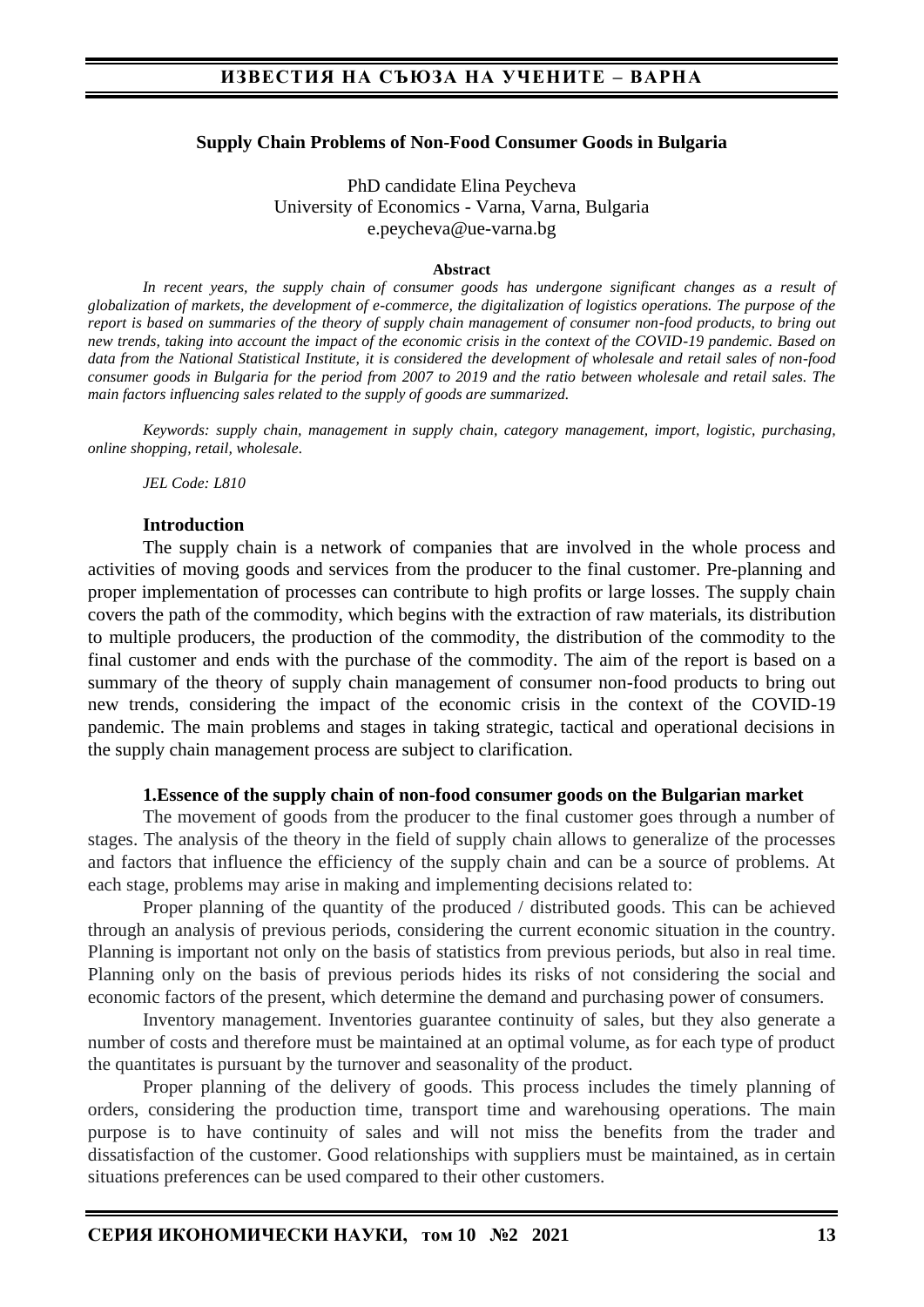# Supply Chain Problems of Non-Food Consumer Goods in Bulgaria

PhD candidate Elina Peycheva
University of Economics - Varna, Varna, Bulgaria
e.peycheva@ue-varna.bg

**Abstract**

*In recent years, the supply chain of consumer goods has undergone significant changes as a result of globalization of markets, the development of e-commerce, the digitalization of logistics operations. The purpose of the report is based on summaries of the theory of supply chain management of consumer non-food products, to bring out new trends, taking into account the impact of the economic crisis in the context of the COVID-19 pandemic. Based on data from the National Statistical Institute, it is considered the development of wholesale and retail sales of non-food consumer goods in Bulgaria for the period from 2007 to 2019 and the ratio between wholesale and retail sales. The main factors influencing sales related to the supply of goods are summarized.*

*Keywords: supply chain, management in supply chain, category management, import, logistic, purchasing, online shopping, retail, wholesale.*

*JEL Code: L810*

## Introduction

The supply chain is a network of companies that are involved in the whole process and activities of moving goods and services from the producer to the final customer. Pre-planning and proper implementation of processes can contribute to high profits or large losses. The supply chain covers the path of the commodity, which begins with the extraction of raw materials, its distribution to multiple producers, the production of the commodity, the distribution of the commodity to the final customer and ends with the purchase of the commodity. The aim of the report is based on a summary of the theory of supply chain management of consumer non-food products to bring out new trends, considering the impact of the economic crisis in the context of the COVID-19 pandemic. The main problems and stages in taking strategic, tactical and operational decisions in the supply chain management process are subject to clarification.

## 1.Essence of the supply chain of non-food consumer goods on the Bulgarian market

The movement of goods from the producer to the final customer goes through a number of stages. The analysis of the theory in the field of supply chain allows to generalize of the processes and factors that influence the efficiency of the supply chain and can be a source of problems. At each stage, problems may arise in making and implementing decisions related to:

Proper planning of the quantity of the produced / distributed goods. This can be achieved through an analysis of previous periods, considering the current economic situation in the country. Planning is important not only on the basis of statistics from previous periods, but also in real time. Planning only on the basis of previous periods hides its risks of not considering the social and economic factors of the present, which determine the demand and purchasing power of consumers.

Inventory management. Inventories guarantee continuity of sales, but they also generate a number of costs and therefore must be maintained at an optimal volume, as for each type of product the quantitates is pursuant by the turnover and seasonality of the product.

Proper planning of the delivery of goods. This process includes the timely planning of orders, considering the production time, transport time and warehousing operations. The main purpose is to have continuity of sales and will not miss the benefits from the trader and dissatisfaction of the customer. Good relationships with suppliers must be maintained, as in certain situations preferences can be used compared to their other customers.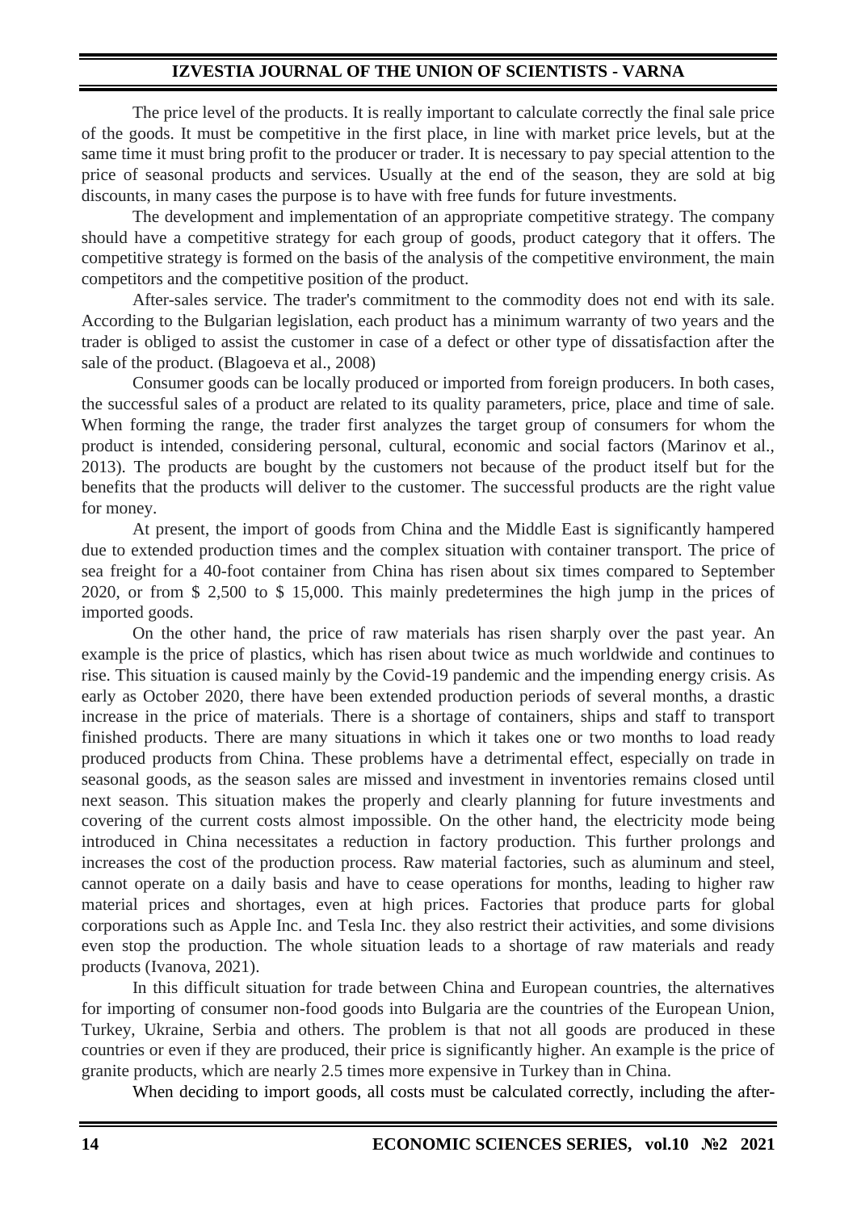The price level of the products. It is really important to calculate correctly the final sale price of the goods. It must be competitive in the first place, in line with market price levels, but at the same time it must bring profit to the producer or trader. It is necessary to pay special attention to the price of seasonal products and services. Usually at the end of the season, they are sold at big discounts, in many cases the purpose is to have with free funds for future investments.

The development and implementation of an appropriate competitive strategy. The company should have a competitive strategy for each group of goods, product category that it offers. The competitive strategy is formed on the basis of the analysis of the competitive environment, the main competitors and the competitive position of the product.

After-sales service. The trader's commitment to the commodity does not end with its sale. According to the Bulgarian legislation, each product has a minimum warranty of two years and the trader is obliged to assist the customer in case of a defect or other type of dissatisfaction after the sale of the product. (Blagoeva et al., 2008)

Consumer goods can be locally produced or imported from foreign producers. In both cases, the successful sales of a product are related to its quality parameters, price, place and time of sale. When forming the range, the trader first analyzes the target group of consumers for whom the product is intended, considering personal, cultural, economic and social factors (Marinov et al., 2013). The products are bought by the customers not because of the product itself but for the benefits that the products will deliver to the customer. The successful products are the right value for money.

At present, the import of goods from China and the Middle East is significantly hampered due to extended production times and the complex situation with container transport. The price of sea freight for a 40-foot container from China has risen about six times compared to September 2020, or from $ 2,500 to $ 15,000. This mainly predetermines the high jump in the prices of imported goods.

On the other hand, the price of raw materials has risen sharply over the past year. An example is the price of plastics, which has risen about twice as much worldwide and continues to rise. This situation is caused mainly by the Covid-19 pandemic and the impending energy crisis. As early as October 2020, there have been extended production periods of several months, a drastic increase in the price of materials. There is a shortage of containers, ships and staff to transport finished products. There are many situations in which it takes one or two months to load ready produced products from China. These problems have a detrimental effect, especially on trade in seasonal goods, as the season sales are missed and investment in inventories remains closed until next season. This situation makes the properly and clearly planning for future investments and covering of the current costs almost impossible. On the other hand, the electricity mode being introduced in China necessitates a reduction in factory production. This further prolongs and increases the cost of the production process. Raw material factories, such as aluminum and steel, cannot operate on a daily basis and have to cease operations for months, leading to higher raw material prices and shortages, even at high prices. Factories that produce parts for global corporations such as Apple Inc. and Tesla Inc. they also restrict their activities, and some divisions even stop the production. The whole situation leads to a shortage of raw materials and ready products (Ivanova, 2021).

In this difficult situation for trade between China and European countries, the alternatives for importing of consumer non-food goods into Bulgaria are the countries of the European Union, Turkey, Ukraine, Serbia and others. The problem is that not all goods are produced in these countries or even if they are produced, their price is significantly higher. An example is the price of granite products, which are nearly 2.5 times more expensive in Turkey than in China.

When deciding to import goods, all costs must be calculated correctly, including the after-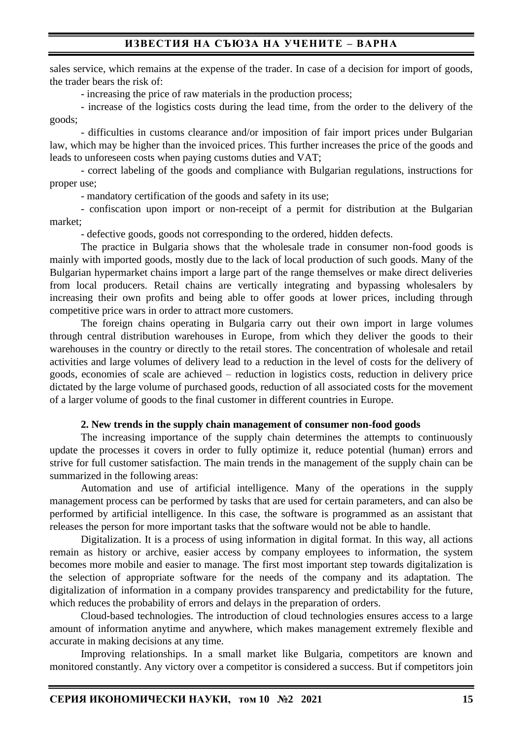sales service, which remains at the expense of the trader. In case of a decision for import of goods, the trader bears the risk of:

- increasing the price of raw materials in the production process;
- increase of the logistics costs during the lead time, from the order to the delivery of the goods;
- difficulties in customs clearance and/or imposition of fair import prices under Bulgarian law, which may be higher than the invoiced prices. This further increases the price of the goods and leads to unforeseen costs when paying customs duties and VAT;
- correct labeling of the goods and compliance with Bulgarian regulations, instructions for proper use;
- mandatory certification of the goods and safety in its use;
- confiscation upon import or non-receipt of a permit for distribution at the Bulgarian market;
- defective goods, goods not corresponding to the ordered, hidden defects.

The practice in Bulgaria shows that the wholesale trade in consumer non-food goods is mainly with imported goods, mostly due to the lack of local production of such goods. Many of the Bulgarian hypermarket chains import a large part of the range themselves or make direct deliveries from local producers. Retail chains are vertically integrating and bypassing wholesalers by increasing their own profits and being able to offer goods at lower prices, including through competitive price wars in order to attract more customers.

The foreign chains operating in Bulgaria carry out their own import in large volumes through central distribution warehouses in Europe, from which they deliver the goods to their warehouses in the country or directly to the retail stores. The concentration of wholesale and retail activities and large volumes of delivery lead to a reduction in the level of costs for the delivery of goods, economies of scale are achieved – reduction in logistics costs, reduction in delivery price dictated by the large volume of purchased goods, reduction of all associated costs for the movement of a larger volume of goods to the final customer in different countries in Europe.

## 2. New trends in the supply chain management of consumer non-food goods

The increasing importance of the supply chain determines the attempts to continuously update the processes it covers in order to fully optimize it, reduce potential (human) errors and strive for full customer satisfaction. The main trends in the management of the supply chain can be summarized in the following areas:

Automation and use of artificial intelligence. Many of the operations in the supply management process can be performed by tasks that are used for certain parameters, and can also be performed by artificial intelligence. In this case, the software is programmed as an assistant that releases the person for more important tasks that the software would not be able to handle.

Digitalization. It is a process of using information in digital format. In this way, all actions remain as history or archive, easier access by company employees to information, the system becomes more mobile and easier to manage. The first most important step towards digitalization is the selection of appropriate software for the needs of the company and its adaptation. The digitalization of information in a company provides transparency and predictability for the future, which reduces the probability of errors and delays in the preparation of orders.

Cloud-based technologies. The introduction of cloud technologies ensures access to a large amount of information anytime and anywhere, which makes management extremely flexible and accurate in making decisions at any time.

Improving relationships. In a small market like Bulgaria, competitors are known and monitored constantly. Any victory over a competitor is considered a success. But if competitors join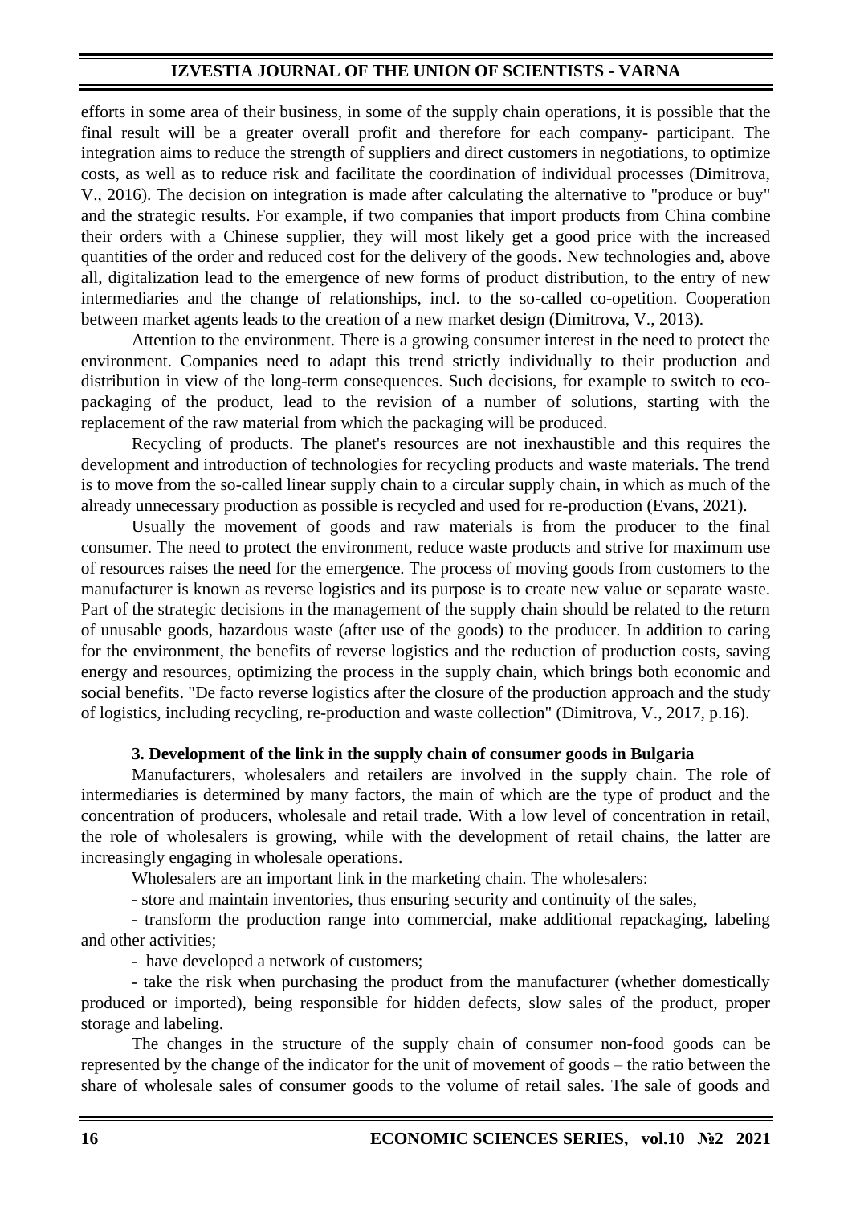efforts in some area of their business, in some of the supply chain operations, it is possible that the final result will be a greater overall profit and therefore for each company- participant. The integration aims to reduce the strength of suppliers and direct customers in negotiations, to optimize costs, as well as to reduce risk and facilitate the coordination of individual processes (Dimitrova, V., 2016). The decision on integration is made after calculating the alternative to "produce or buy" and the strategic results. For example, if two companies that import products from China combine their orders with a Chinese supplier, they will most likely get a good price with the increased quantities of the order and reduced cost for the delivery of the goods. New technologies and, above all, digitalization lead to the emergence of new forms of product distribution, to the entry of new intermediaries and the change of relationships, incl. to the so-called co-opetition. Cooperation between market agents leads to the creation of a new market design (Dimitrova, V., 2013).

Attention to the environment. There is a growing consumer interest in the need to protect the environment. Companies need to adapt this trend strictly individually to their production and distribution in view of the long-term consequences. Such decisions, for example to switch to eco-packaging of the product, lead to the revision of a number of solutions, starting with the replacement of the raw material from which the packaging will be produced.

Recycling of products. The planet's resources are not inexhaustible and this requires the development and introduction of technologies for recycling products and waste materials. The trend is to move from the so-called linear supply chain to a circular supply chain, in which as much of the already unnecessary production as possible is recycled and used for re-production (Evans, 2021).

Usually the movement of goods and raw materials is from the producer to the final consumer. The need to protect the environment, reduce waste products and strive for maximum use of resources raises the need for the emergence. The process of moving goods from customers to the manufacturer is known as reverse logistics and its purpose is to create new value or separate waste. Part of the strategic decisions in the management of the supply chain should be related to the return of unusable goods, hazardous waste (after use of the goods) to the producer. In addition to caring for the environment, the benefits of reverse logistics and the reduction of production costs, saving energy and resources, optimizing the process in the supply chain, which brings both economic and social benefits. "De facto reverse logistics after the closure of the production approach and the study of logistics, including recycling, re-production and waste collection" (Dimitrova, V., 2017, p.16).

## 3. Development of the link in the supply chain of consumer goods in Bulgaria

Manufacturers, wholesalers and retailers are involved in the supply chain. The role of intermediaries is determined by many factors, the main of which are the type of product and the concentration of producers, wholesale and retail trade. With a low level of concentration in retail, the role of wholesalers is growing, while with the development of retail chains, the latter are increasingly engaging in wholesale operations.

Wholesalers are an important link in the marketing chain. The wholesalers:

- store and maintain inventories, thus ensuring security and continuity of the sales,
- transform the production range into commercial, make additional repackaging, labeling and other activities;
- have developed a network of customers;
- take the risk when purchasing the product from the manufacturer (whether domestically produced or imported), being responsible for hidden defects, slow sales of the product, proper storage and labeling.

The changes in the structure of the supply chain of consumer non-food goods can be represented by the change of the indicator for the unit of movement of goods – the ratio between the share of wholesale sales of consumer goods to the volume of retail sales. The sale of goods and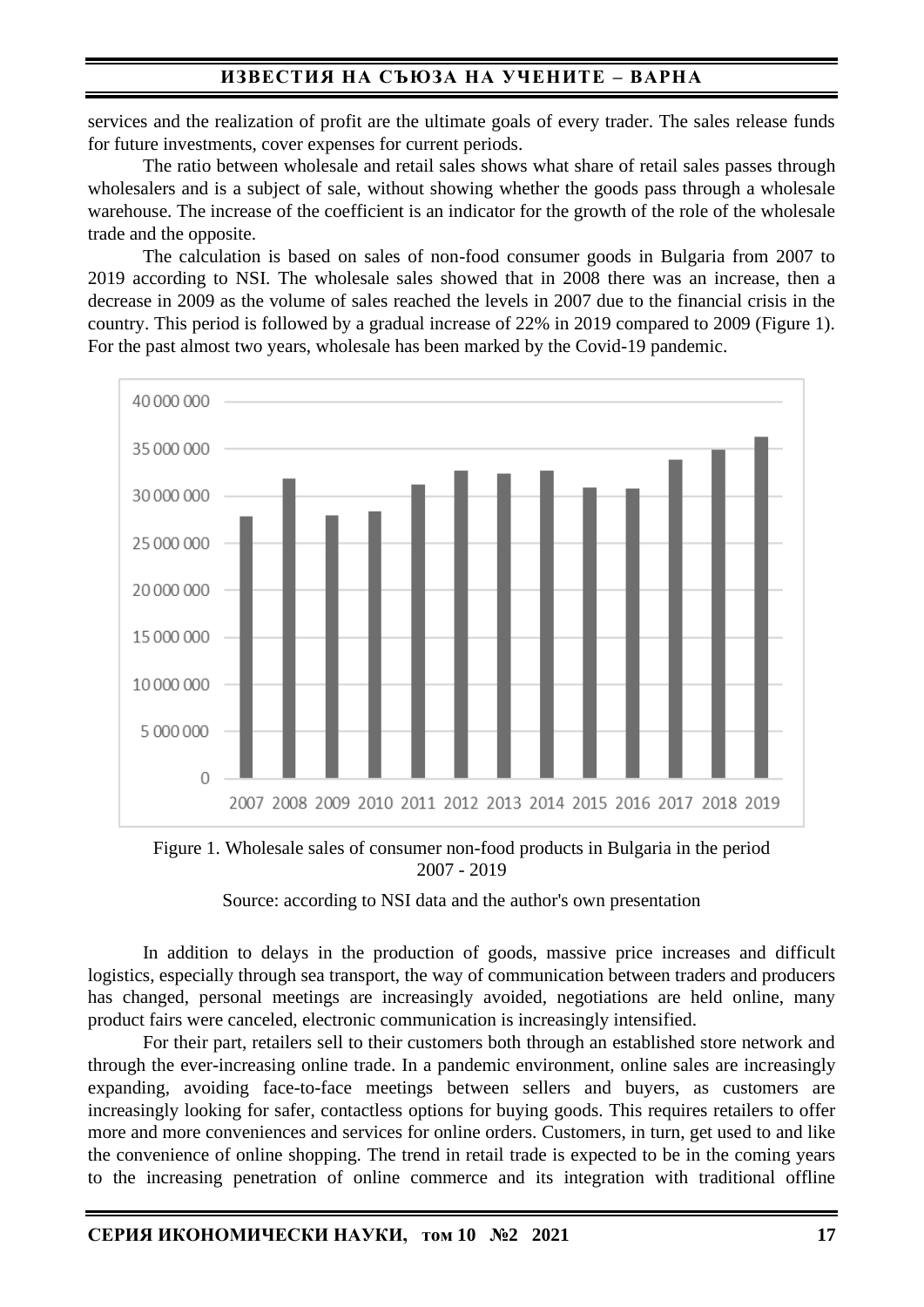services and the realization of profit are the ultimate goals of every trader. The sales release funds for future investments, cover expenses for current periods.

The ratio between wholesale and retail sales shows what share of retail sales passes through wholesalers and is a subject of sale, without showing whether the goods pass through a wholesale warehouse. The increase of the coefficient is an indicator for the growth of the role of the wholesale trade and the opposite.

The calculation is based on sales of non-food consumer goods in Bulgaria from 2007 to 2019 according to NSI. The wholesale sales showed that in 2008 there was an increase, then a decrease in 2009 as the volume of sales reached the levels in 2007 due to the financial crisis in the country. This period is followed by a gradual increase of 22% in 2019 compared to 2009 (Figure 1). For the past almost two years, wholesale has been marked by the Covid-19 pandemic.

Figure 1. Wholesale sales of consumer non-food products in Bulgaria in the period 2007 - 2019

Source: according to NSI data and the author's own presentation

In addition to delays in the production of goods, massive price increases and difficult logistics, especially through sea transport, the way of communication between traders and producers has changed, personal meetings are increasingly avoided, negotiations are held online, many product fairs were canceled, electronic communication is increasingly intensified.

For their part, retailers sell to their customers both through an established store network and through the ever-increasing online trade. In a pandemic environment, online sales are increasingly expanding, avoiding face-to-face meetings between sellers and buyers, as customers are increasingly looking for safer, contactless options for buying goods. This requires retailers to offer more and more conveniences and services for online orders. Customers, in turn, get used to and like the convenience of online shopping. The trend in retail trade is expected to be in the coming years to the increasing penetration of online commerce and its integration with traditional offline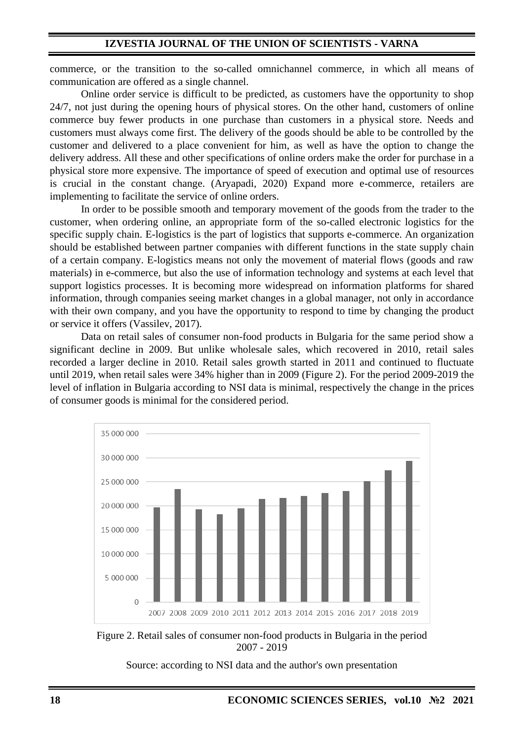commerce, or the transition to the so-called omnichannel commerce, in which all means of communication are offered as a single channel.

Online order service is difficult to be predicted, as customers have the opportunity to shop 24/7, not just during the opening hours of physical stores. On the other hand, customers of online commerce buy fewer products in one purchase than customers in a physical store. Needs and customers must always come first. The delivery of the goods should be able to be controlled by the customer and delivered to a place convenient for him, as well as have the option to change the delivery address. All these and other specifications of online orders make the order for purchase in a physical store more expensive. The importance of speed of execution and optimal use of resources is crucial in the constant change. (Aryapadi, 2020) Expand more e-commerce, retailers are implementing to facilitate the service of online orders.

In order to be possible smooth and temporary movement of the goods from the trader to the customer, when ordering online, an appropriate form of the so-called electronic logistics for the specific supply chain. E-logistics is the part of logistics that supports e-commerce. An organization should be established between partner companies with different functions in the state supply chain of a certain company. E-logistics means not only the movement of material flows (goods and raw materials) in e-commerce, but also the use of information technology and systems at each level that support logistics processes. It is becoming more widespread on information platforms for shared information, through companies seeing market changes in a global manager, not only in accordance with their own company, and you have the opportunity to respond to time by changing the product or service it offers (Vassilev, 2017).

Data on retail sales of consumer non-food products in Bulgaria for the same period show a significant decline in 2009. But unlike wholesale sales, which recovered in 2010, retail sales recorded a larger decline in 2010. Retail sales growth started in 2011 and continued to fluctuate until 2019, when retail sales were 34% higher than in 2009 (Figure 2). For the period 2009-2019 the level of inflation in Bulgaria according to NSI data is minimal, respectively the change in the prices of consumer goods is minimal for the considered period.

Figure 2. Retail sales of consumer non-food products in Bulgaria in the period 2007 - 2019

Source: according to NSI data and the author's own presentation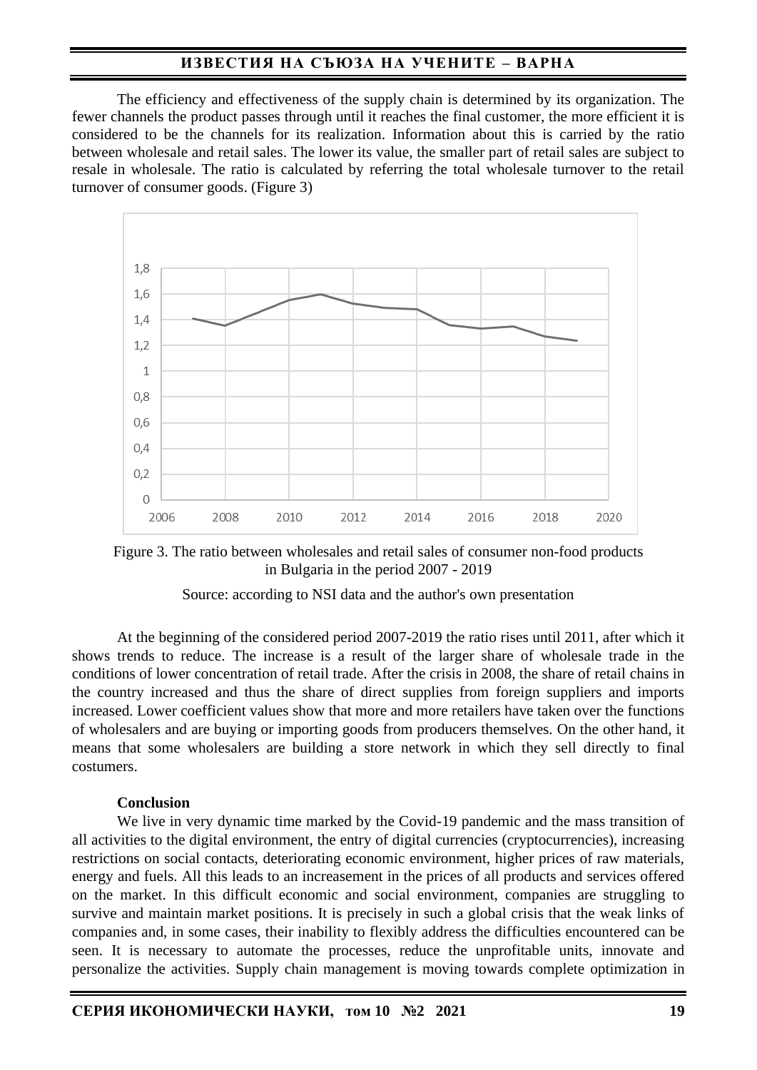The efficiency and effectiveness of the supply chain is determined by its organization. The fewer channels the product passes through until it reaches the final customer, the more efficient it is considered to be the channels for its realization. Information about this is carried by the ratio between wholesale and retail sales. The lower its value, the smaller part of retail sales are subject to resale in wholesale. The ratio is calculated by referring the total wholesale turnover to the retail turnover of consumer goods. (Figure 3)

Figure 3. The ratio between wholesales and retail sales of consumer non-food products in Bulgaria in the period 2007 - 2019

Source: according to NSI data and the author's own presentation

At the beginning of the considered period 2007-2019 the ratio rises until 2011, after which it shows trends to reduce. The increase is a result of the larger share of wholesale trade in the conditions of lower concentration of retail trade. After the crisis in 2008, the share of retail chains in the country increased and thus the share of direct supplies from foreign suppliers and imports increased. Lower coefficient values show that more and more retailers have taken over the functions of wholesalers and are buying or importing goods from producers themselves. On the other hand, it means that some wholesalers are building a store network in which they sell directly to final costumers.

**Conclusion**

We live in very dynamic time marked by the Covid-19 pandemic and the mass transition of all activities to the digital environment, the entry of digital currencies (cryptocurrencies), increasing restrictions on social contacts, deteriorating economic environment, higher prices of raw materials, energy and fuels. All this leads to an increasement in the prices of all products and services offered on the market. In this difficult economic and social environment, companies are struggling to survive and maintain market positions. It is precisely in such a global crisis that the weak links of companies and, in some cases, their inability to flexibly address the difficulties encountered can be seen. It is necessary to automate the processes, reduce the unprofitable units, innovate and personalize the activities. Supply chain management is moving towards complete optimization in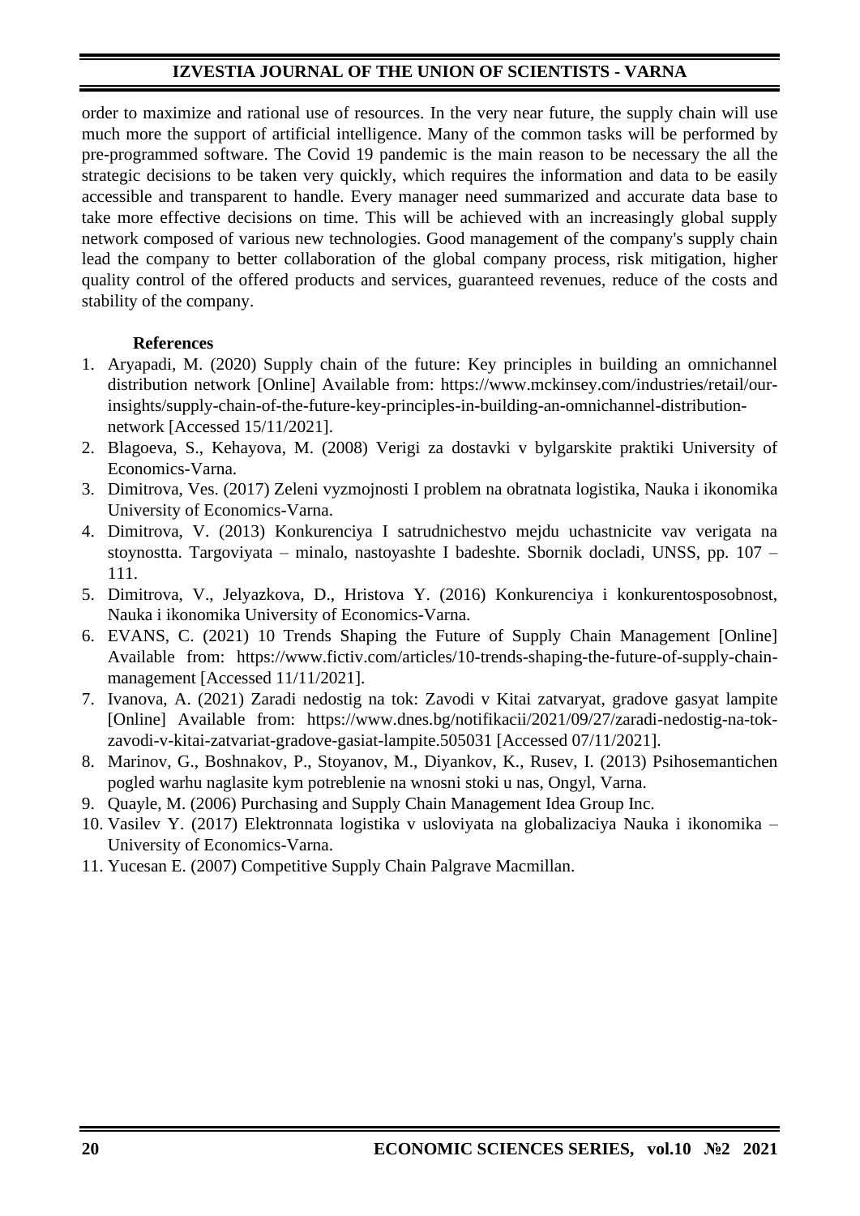order to maximize and rational use of resources. In the very near future, the supply chain will use much more the support of artificial intelligence. Many of the common tasks will be performed by pre-programmed software. The Covid 19 pandemic is the main reason to be necessary the all the strategic decisions to be taken very quickly, which requires the information and data to be easily accessible and transparent to handle. Every manager need summarized and accurate data base to take more effective decisions on time. This will be achieved with an increasingly global supply network composed of various new technologies. Good management of the company's supply chain lead the company to better collaboration of the global company process, risk mitigation, higher quality control of the offered products and services, guaranteed revenues, reduce of the costs and stability of the company.

## References

1. Aryapadi, M. (2020) Supply chain of the future: Key principles in building an omnichannel distribution network [Online] Available from: https://www.mckinsey.com/industries/retail/our-insights/supply-chain-of-the-future-key-principles-in-building-an-omnichannel-distribution-network [Accessed 15/11/2021].
2. Blagoeva, S., Kehayova, M. (2008) Verigi za dostavki v bylgarskite praktiki University of Economics-Varna.
3. Dimitrova, Ves. (2017) Zeleni vyzmojnosti I problem na obratnata logistika, Nauka i ikonomika University of Economics-Varna.
4. Dimitrova, V. (2013) Konkurenciya I satrudnichestvo mejdu uchastnicite vav verigata na stoynostta. Targoviyata – minalo, nastoyashte I badeshte. Sbornik docladi, UNSS, pp. 107 – 111.
5. Dimitrova, V., Jelyazkova, D., Hristova Y. (2016) Konkurenciya i konkurentosposobnost, Nauka i ikonomika University of Economics-Varna.
6. EVANS, C. (2021) 10 Trends Shaping the Future of Supply Chain Management [Online] Available from: https://www.fictiv.com/articles/10-trends-shaping-the-future-of-supply-chain-management [Accessed 11/11/2021].
7. Ivanova, A. (2021) Zaradi nedostig na tok: Zavodi v Kitai zatvaryat, gradove gasyat lampite [Online] Available from: https://www.dnes.bg/notifikacii/2021/09/27/zaradi-nedostig-na-tok-zavodi-v-kitai-zatvariat-gradove-gasiat-lampite.505031 [Accessed 07/11/2021].
8. Marinov, G., Boshnakov, P., Stoyanov, M., Diyankov, K., Rusev, I. (2013) Psihosemantichen pogled warhu naglasite kym potreblenie na wnosni stoki u nas, Ongyl, Varna.
9. Quayle, M. (2006) Purchasing and Supply Chain Management Idea Group Inc.
10. Vasilev Y. (2017) Elektronnata logistika v usloviyata na globalizaciya Nauka i ikonomika – University of Economics-Varna.
11. Yucesan E. (2007) Competitive Supply Chain Palgrave Macmillan.